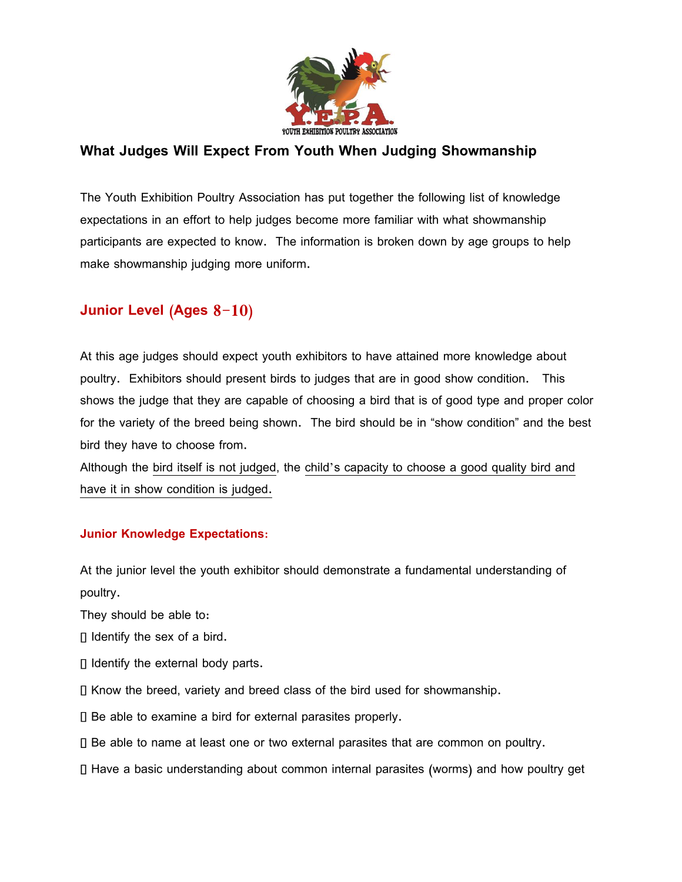## What Judges Will Expect From Youth When Judging Showmanship

The Youth Exhibition Poultry Association has put together the following list of knowledge expectations in an effort to help judges become more familiar with what showmanship participants are expected to know. The information is broken down by age groups to help make showmanship judging more uniform.

### Junior Level (Ages 8-10)

At this age judges should expect youth exhibitors to have attained more knowledge about poultry. Exhibitors should present birds to judges that are in good show condition. This shows the judge that they are capable of choosing a bird that is of good type and proper color for the variety of the breed being shown. The bird should be in "show condition" and the best bird they have to choose from.

Although the <u>bird itself is not judged</u>, the <u>child's capacity to choose a good quality bird and have it in show condition is judged.</u>

#### Junior Knowledge Expectations:

At the junior level the youth exhibitor should demonstrate a fundamental understanding of poultry.

They should be able to:

- Identify the sex of a bird.
- Identify the external body parts.
- Know the breed, variety and breed class of the bird used for showmanship.
- Be able to examine a bird for external parasites properly.
- Be able to name at least one or two external parasites that are common on poultry.
- Have a basic understanding about common internal parasites (worms) and how poultry get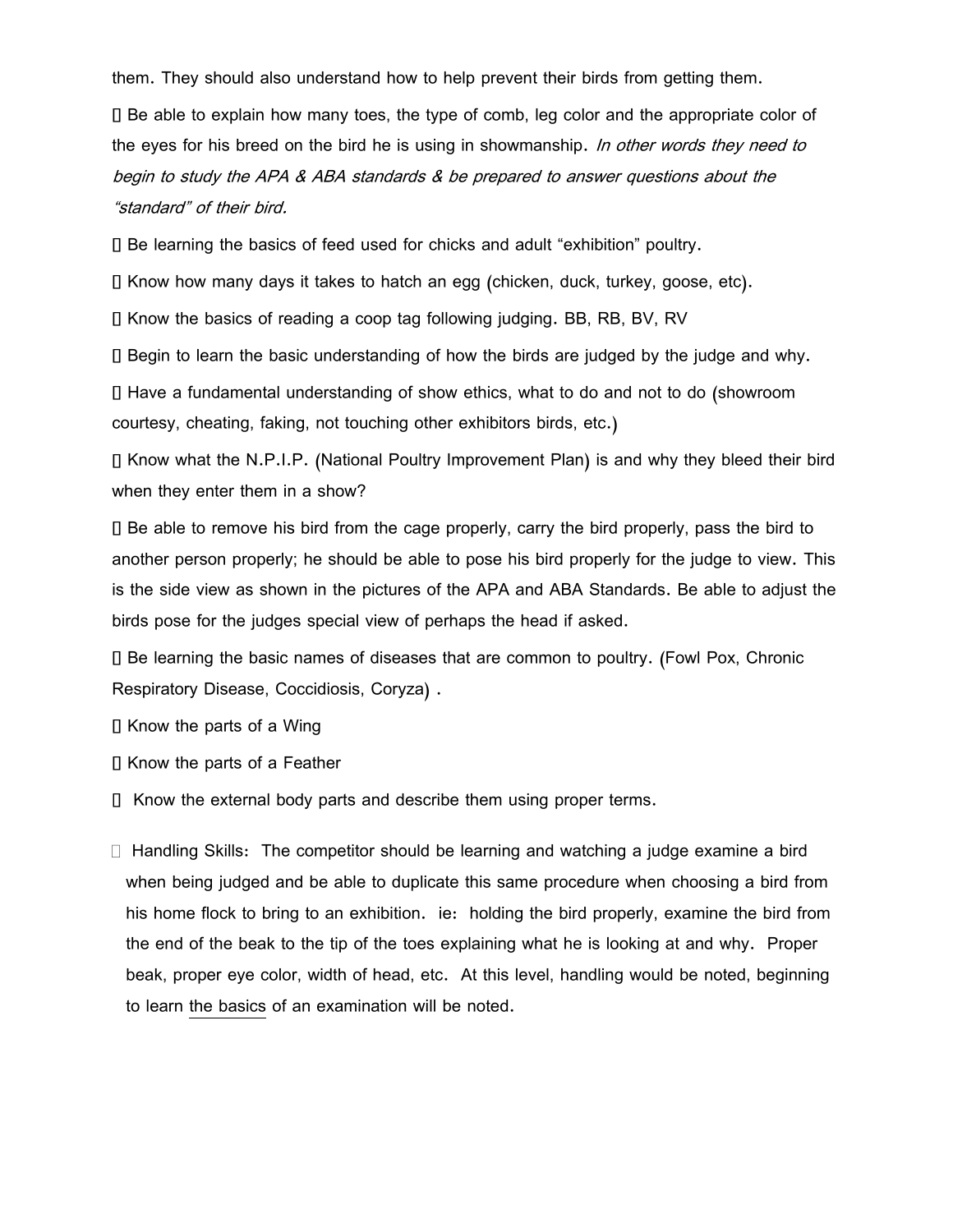them. They should also understand how to help prevent their birds from getting them.

- Be able to explain how many toes, the type of comb, leg color and the appropriate color of the eyes for his breed on the bird he is using in showmanship. *In other words they need to begin to study the APA & ABA standards & be prepared to answer questions about the "standard" of their bird.*
- Be learning the basics of feed used for chicks and adult "exhibition" poultry.
- Know how many days it takes to hatch an egg (chicken, duck, turkey, goose, etc).
- Know the basics of reading a coop tag following judging. BB, RB, BV, RV
- Begin to learn the basic understanding of how the birds are judged by the judge and why.
- Have a fundamental understanding of show ethics, what to do and not to do (showroom courtesy, cheating, faking, not touching other exhibitors birds, etc.)
- Know what the N.P.I.P. (National Poultry Improvement Plan) is and why they bleed their bird when they enter them in a show?
- Be able to remove his bird from the cage properly, carry the bird properly, pass the bird to another person properly; he should be able to pose his bird properly for the judge to view. This is the side view as shown in the pictures of the APA and ABA Standards. Be able to adjust the birds pose for the judges special view of perhaps the head if asked.
- Be learning the basic names of diseases that are common to poultry. (Fowl Pox, Chronic Respiratory Disease, Coccidiosis, Coryza) .
- Know the parts of a Wing
- Know the parts of a Feather
- Know the external body parts and describe them using proper terms.

- Handling Skills: The competitor should be learning and watching a judge examine a bird when being judged and be able to duplicate this same procedure when choosing a bird from his home flock to bring to an exhibition. ie: holding the bird properly, examine the bird from the end of the beak to the tip of the toes explaining what he is looking at and why. Proper beak, proper eye color, width of head, etc. At this level, handling would be noted, beginning to learn <u>the basics</u> of an examination will be noted.